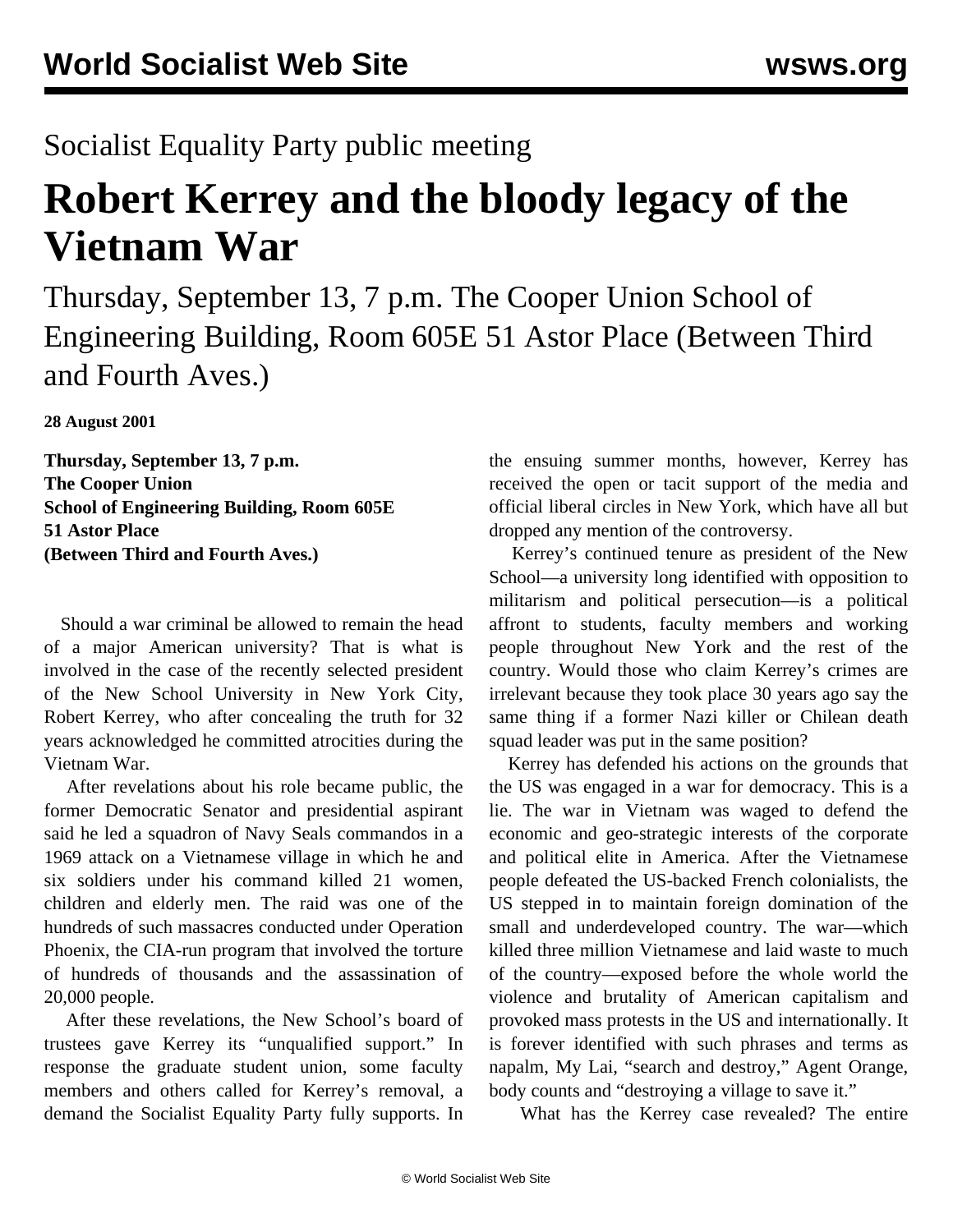Socialist Equality Party public meeting

# Robert Kerrey and the bloody legacy of the Vietnam War

Thursday, September 13, 7 p.m. The Cooper Union School of Engineering Building, Room 605E 51 Astor Place (Between Third and Fourth Aves.)

**28 August 2001**

**Thursday, September 13, 7 p.m.**
**The Cooper Union**
**School of Engineering Building, Room 605E**
**51 Astor Place**
**(Between Third and Fourth Aves.)**

Should a war criminal be allowed to remain the head of a major American university? That is what is involved in the case of the recently selected president of the New School University in New York City, Robert Kerrey, who after concealing the truth for 32 years acknowledged he committed atrocities during the Vietnam War.

After revelations about his role became public, the former Democratic Senator and presidential aspirant said he led a squadron of Navy Seals commandos in a 1969 attack on a Vietnamese village in which he and six soldiers under his command killed 21 women, children and elderly men. The raid was one of the hundreds of such massacres conducted under Operation Phoenix, the CIA-run program that involved the torture of hundreds of thousands and the assassination of 20,000 people.

After these revelations, the New School's board of trustees gave Kerrey its "unqualified support." In response the graduate student union, some faculty members and others called for Kerrey's removal, a demand the Socialist Equality Party fully supports. In the ensuing summer months, however, Kerrey has received the open or tacit support of the media and official liberal circles in New York, which have all but dropped any mention of the controversy.

Kerrey's continued tenure as president of the New School—a university long identified with opposition to militarism and political persecution—is a political affront to students, faculty members and working people throughout New York and the rest of the country. Would those who claim Kerrey's crimes are irrelevant because they took place 30 years ago say the same thing if a former Nazi killer or Chilean death squad leader was put in the same position?

Kerrey has defended his actions on the grounds that the US was engaged in a war for democracy. This is a lie. The war in Vietnam was waged to defend the economic and geo-strategic interests of the corporate and political elite in America. After the Vietnamese people defeated the US-backed French colonialists, the US stepped in to maintain foreign domination of the small and underdeveloped country. The war—which killed three million Vietnamese and laid waste to much of the country—exposed before the whole world the violence and brutality of American capitalism and provoked mass protests in the US and internationally. It is forever identified with such phrases and terms as napalm, My Lai, "search and destroy," Agent Orange, body counts and "destroying a village to save it."

What has the Kerrey case revealed? The entire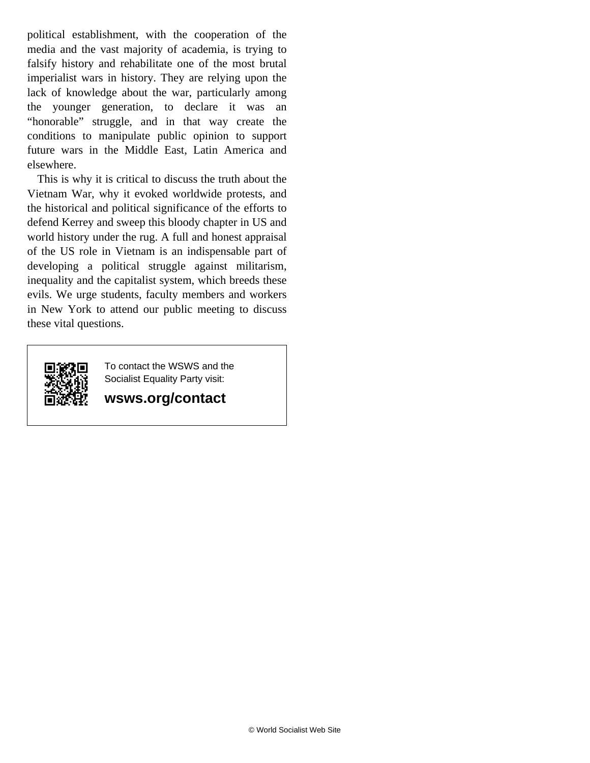political establishment, with the cooperation of the media and the vast majority of academia, is trying to falsify history and rehabilitate one of the most brutal imperialist wars in history. They are relying upon the lack of knowledge about the war, particularly among the younger generation, to declare it was an "honorable" struggle, and in that way create the conditions to manipulate public opinion to support future wars in the Middle East, Latin America and elsewhere.

This is why it is critical to discuss the truth about the Vietnam War, why it evoked worldwide protests, and the historical and political significance of the efforts to defend Kerrey and sweep this bloody chapter in US and world history under the rug. A full and honest appraisal of the US role in Vietnam is an indispensable part of developing a political struggle against militarism, inequality and the capitalist system, which breeds these evils. We urge students, faculty members and workers in New York to attend our public meeting to discuss these vital questions.

To contact the WSWS and the Socialist Equality Party visit:

**wsws.org/contact**